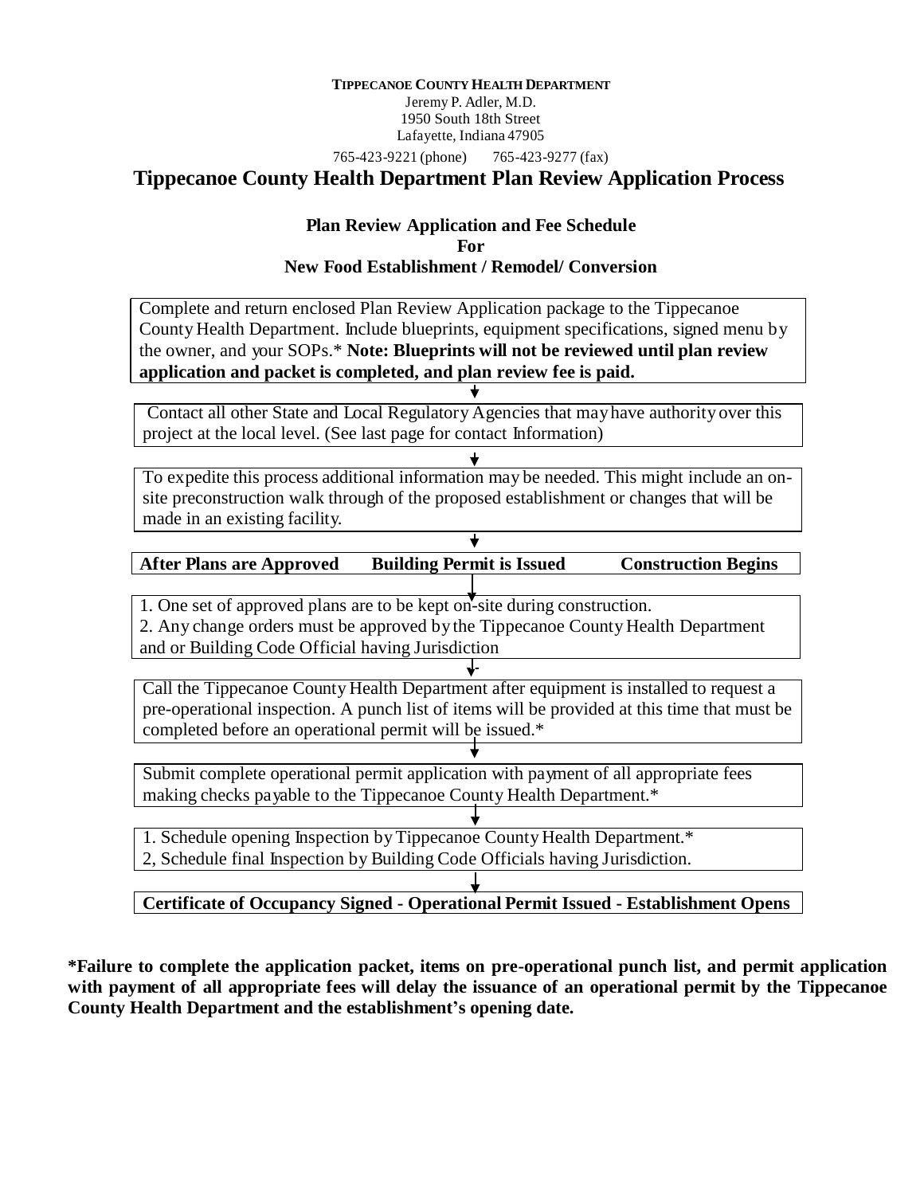**TIPPECANOE COUNTY HEALTH DEPARTMENT**
Jeremy P. Adler, M.D.
1950 South 18th Street
Lafayette, Indiana 47905
765-423-9221 (phone) 765-423-9277 (fax)

# Tippecanoe County Health Department Plan Review Application Process

## Plan Review Application and Fee Schedule For New Food Establishment / Remodel/ Conversion

Complete and return enclosed Plan Review Application package to the Tippecanoe County Health Department. Include blueprints, equipment specifications, signed menu by the owner, and your SOPs.* **Note: Blueprints will not be reviewed until plan review application and packet is completed, and plan review fee is paid.**

↓

Contact all other State and Local Regulatory Agencies that may have authority over this project at the local level. (See last page for contact Information)

↓

To expedite this process additional information may be needed. This might include an on-site preconstruction walk through of the proposed establishment or changes that will be made in an existing facility.

↓

**After Plans are Approved Building Permit is Issued Construction Begins**

↓

1. One set of approved plans are to be kept on-site during construction.
2. Any change orders must be approved by the Tippecanoe County Health Department and or Building Code Official having Jurisdiction

↓

Call the Tippecanoe County Health Department after equipment is installed to request a pre-operational inspection. A punch list of items will be provided at this time that must be completed before an operational permit will be issued.*

↓

Submit complete operational permit application with payment of all appropriate fees making checks payable to the Tippecanoe County Health Department.*

↓

1. Schedule opening Inspection by Tippecanoe County Health Department.*
2, Schedule final Inspection by Building Code Officials having Jurisdiction.

↓

**Certificate of Occupancy Signed - Operational Permit Issued - Establishment Opens**

**\*Failure to complete the application packet, items on pre-operational punch list, and permit application with payment of all appropriate fees will delay the issuance of an operational permit by the Tippecanoe County Health Department and the establishment's opening date.**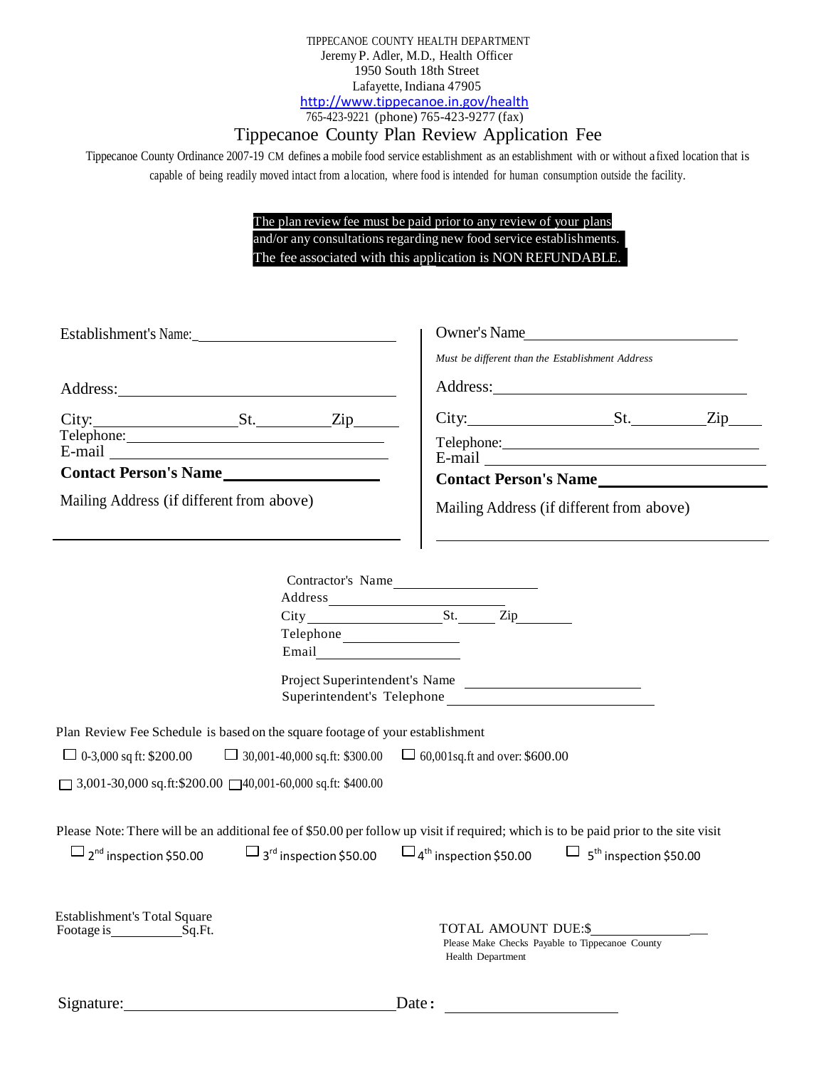TIPPECANOE COUNTY HEALTH DEPARTMENT
Jeremy P. Adler, M.D., Health Officer
1950 South 18th Street
Lafayette, Indiana 47905
http://www.tippecanoe.in.gov/health
765-423-9221 (phone) 765-423-9277 (fax)

# Tippecanoe County Plan Review Application Fee

Tippecanoe County Ordinance 2007-19 CM defines a mobile food service establishment as an establishment with or without a fixed location that is capable of being readily moved intact from a location, where food is intended for human consumption outside the facility.

**The plan review fee must be paid prior to any review of your plans and/or any consultations regarding new food service establishments. The fee associated with this application is NON REFUNDABLE.**

Establishment's Name: ______________________

Address: ______________________

City: ______________ St. ________ Zip ______

Telephone: ______________________

E-mail ______________________

**Contact Person's Name** ______________________

Mailing Address (if different from above)

______________________

Owner's Name ______________________

*Must be different than the Establishment Address*

Address: ______________________

City: ______________ St. ________ Zip ______

Telephone: ______________________

E-mail ______________________

**Contact Person's Name** ______________________

Mailing Address (if different from above)

______________________

Contractor's Name ______________________

Address ______________________

City ______________ St. ______ Zip ______

Telephone ______________________

Email ______________________

Project Superintendent's Name ______________________

Superintendent's Telephone ______________________

Plan Review Fee Schedule is based on the square footage of your establishment

☐ 0-3,000 sq ft: $200.00 ☐ 30,001-40,000 sq.ft: $300.00 ☐ 60,001sq.ft and over: $600.00

☐ 3,001-30,000 sq.ft:$200.00 ☐ 40,001-60,000 sq.ft: $400.00

Please Note: There will be an additional fee of $50.00 per follow up visit if required; which is to be paid prior to the site visit

☐ 2nd inspection $50.00 ☐ 3rd inspection $50.00 ☐ 4th inspection $50.00 ☐ 5th inspection $50.00

Establishment's Total Square Footage is __________ Sq.Ft.

TOTAL AMOUNT DUE:$ ______________

Please Make Checks Payable to Tippecanoe County Health Department

Signature: ______________________ Date: ______________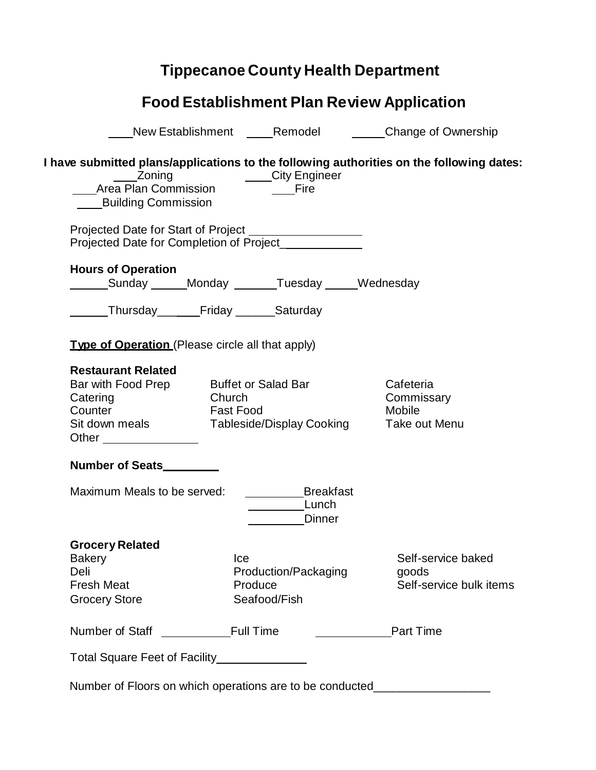# Tippecanoe County Health Department

## Food Establishment Plan Review Application

____New Establishment ____Remodel _____Change of Ownership

**I have submitted plans/applications to the following authorities on the following dates:**

___Zoning ____City Engineer

___Area Plan Commission ___Fire

____Building Commission

Projected Date for Start of Project _________________

Projected Date for Completion of Project_____________

**Hours of Operation**

______Sunday ______Monday _______Tuesday _____Wednesday

______Thursday________Friday ______Saturday

**Type of Operation** (Please circle all that apply)

**Restaurant Related**

| | | |
|---|---|---|
| Bar with Food Prep | Buffet or Salad Bar | Cafeteria |
| Catering | Church | Commissary |
| Counter | Fast Food | Mobile |
| Sit down meals | Tableside/Display Cooking | Take out Menu |
| Other _______________ | | |

**Number of Seats_________**

Maximum Meals to be served: _________Breakfast

_________Lunch

_________Dinner

**Grocery Related**

| | | |
|---|---|---|
| Bakery | Ice | Self-service baked goods |
| Deli | Production/Packaging | Self-service bulk items |
| Fresh Meat | Produce | |
| Grocery Store | Seafood/Fish | |

Number of Staff ___________Full Time ____________Part Time

Total Square Feet of Facility______________

Number of Floors on which operations are to be conducted__________________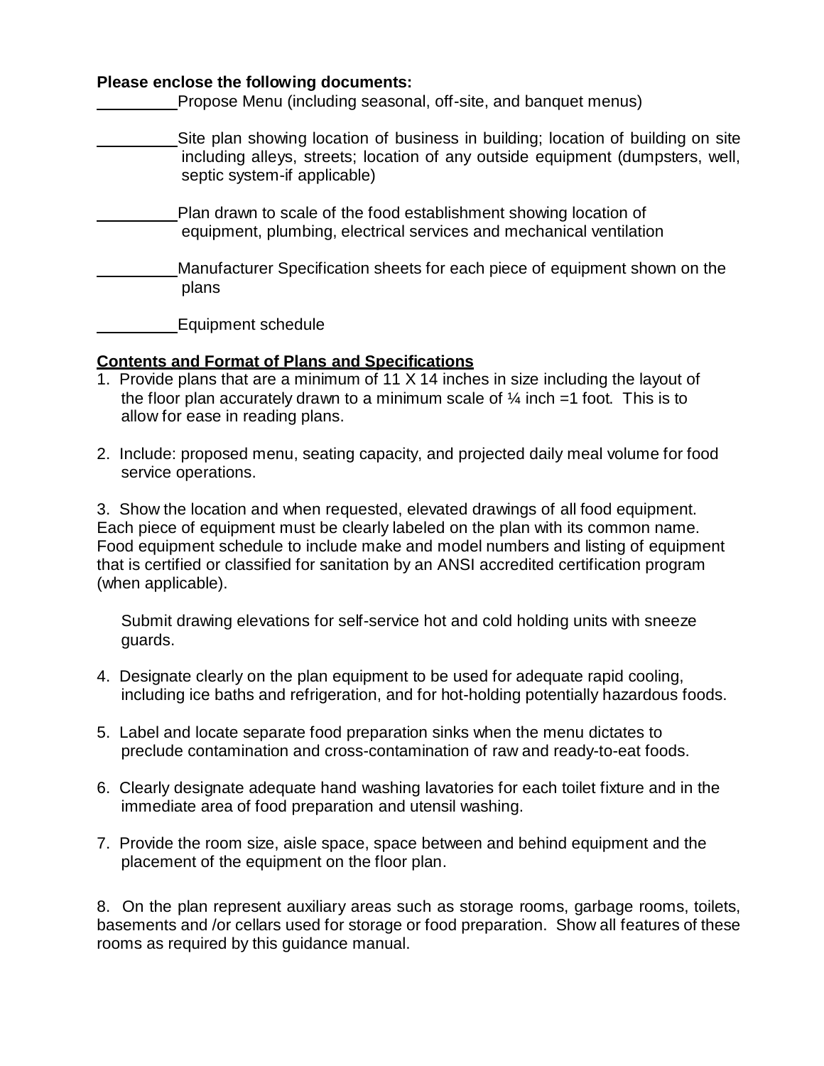**Please enclose the following documents:**

_________Propose Menu (including seasonal, off-site, and banquet menus)

_________Site plan showing location of business in building; location of building on site including alleys, streets; location of any outside equipment (dumpsters, well, septic system-if applicable)

_________Plan drawn to scale of the food establishment showing location of equipment, plumbing, electrical services and mechanical ventilation

_________Manufacturer Specification sheets for each piece of equipment shown on the plans

_________Equipment schedule

**Contents and Format of Plans and Specifications**

1. Provide plans that are a minimum of 11 X 14 inches in size including the layout of the floor plan accurately drawn to a minimum scale of ¼ inch =1 foot. This is to allow for ease in reading plans.

2. Include: proposed menu, seating capacity, and projected daily meal volume for food service operations.

3. Show the location and when requested, elevated drawings of all food equipment. Each piece of equipment must be clearly labeled on the plan with its common name. Food equipment schedule to include make and model numbers and listing of equipment that is certified or classified for sanitation by an ANSI accredited certification program (when applicable).

   Submit drawing elevations for self-service hot and cold holding units with sneeze guards.

4. Designate clearly on the plan equipment to be used for adequate rapid cooling, including ice baths and refrigeration, and for hot-holding potentially hazardous foods.

5. Label and locate separate food preparation sinks when the menu dictates to preclude contamination and cross-contamination of raw and ready-to-eat foods.

6. Clearly designate adequate hand washing lavatories for each toilet fixture and in the immediate area of food preparation and utensil washing.

7. Provide the room size, aisle space, space between and behind equipment and the placement of the equipment on the floor plan.

8. On the plan represent auxiliary areas such as storage rooms, garbage rooms, toilets, basements and /or cellars used for storage or food preparation. Show all features of these rooms as required by this guidance manual.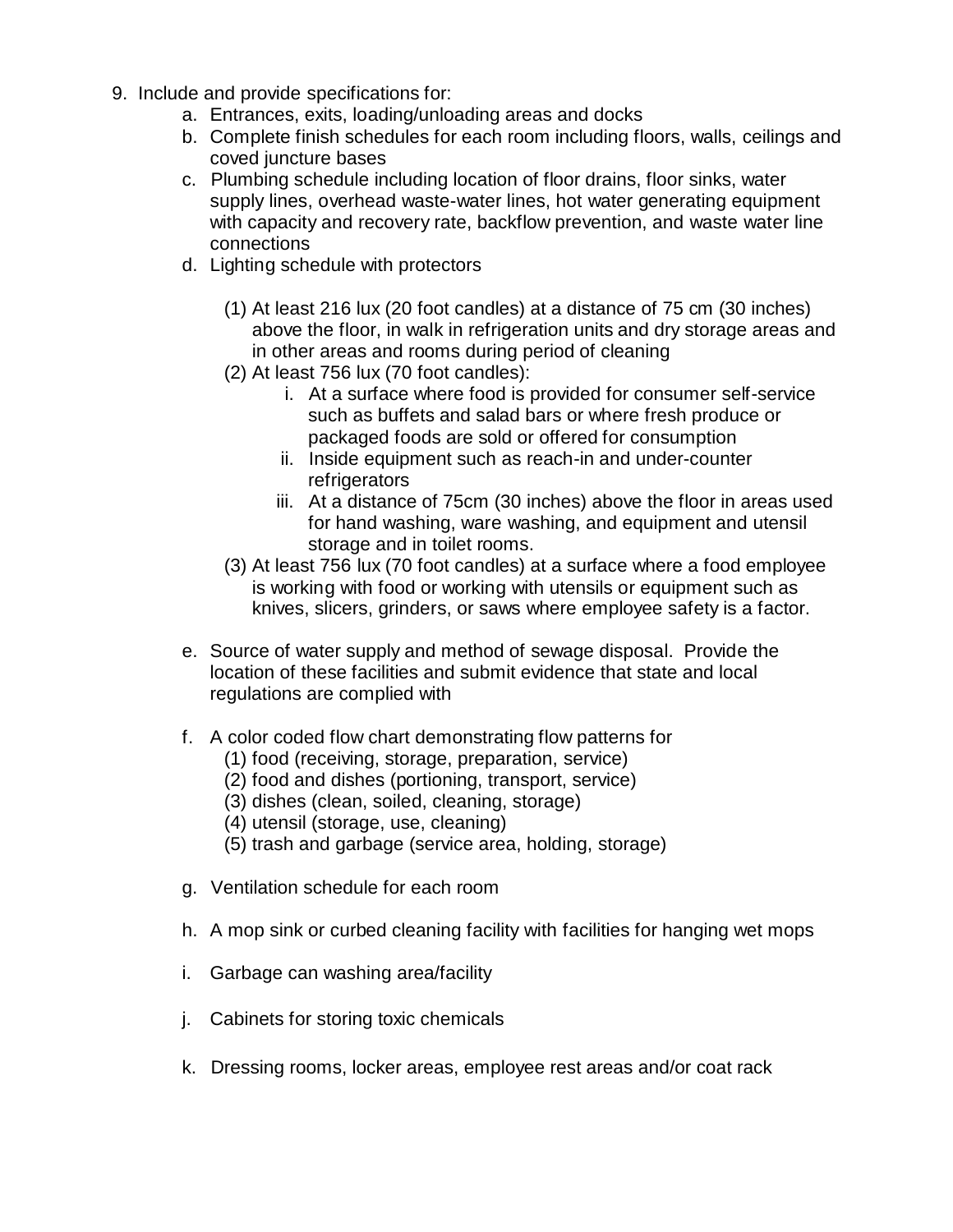9. Include and provide specifications for:
    a. Entrances, exits, loading/unloading areas and docks
    b. Complete finish schedules for each room including floors, walls, ceilings and coved juncture bases
    c. Plumbing schedule including location of floor drains, floor sinks, water supply lines, overhead waste-water lines, hot water generating equipment with capacity and recovery rate, backflow prevention, and waste water line connections
    d. Lighting schedule with protectors

        (1) At least 216 lux (20 foot candles) at a distance of 75 cm (30 inches) above the floor, in walk in refrigeration units and dry storage areas and in other areas and rooms during period of cleaning

        (2) At least 756 lux (70 foot candles):
        
        i. At a surface where food is provided for consumer self-service such as buffets and salad bars or where fresh produce or packaged foods are sold or offered for consumption
        
        ii. Inside equipment such as reach-in and under-counter refrigerators
        
        iii. At a distance of 75cm (30 inches) above the floor in areas used for hand washing, ware washing, and equipment and utensil storage and in toilet rooms.

        (3) At least 756 lux (70 foot candles) at a surface where a food employee is working with food or working with utensils or equipment such as knives, slicers, grinders, or saws where employee safety is a factor.

    e. Source of water supply and method of sewage disposal. Provide the location of these facilities and submit evidence that state and local regulations are complied with

    f. A color coded flow chart demonstrating flow patterns for
    
        (1) food (receiving, storage, preparation, service)
        
        (2) food and dishes (portioning, transport, service)
        
        (3) dishes (clean, soiled, cleaning, storage)
        
        (4) utensil (storage, use, cleaning)
        
        (5) trash and garbage (service area, holding, storage)

    g. Ventilation schedule for each room

    h. A mop sink or curbed cleaning facility with facilities for hanging wet mops

    i. Garbage can washing area/facility

    j. Cabinets for storing toxic chemicals

    k. Dressing rooms, locker areas, employee rest areas and/or coat rack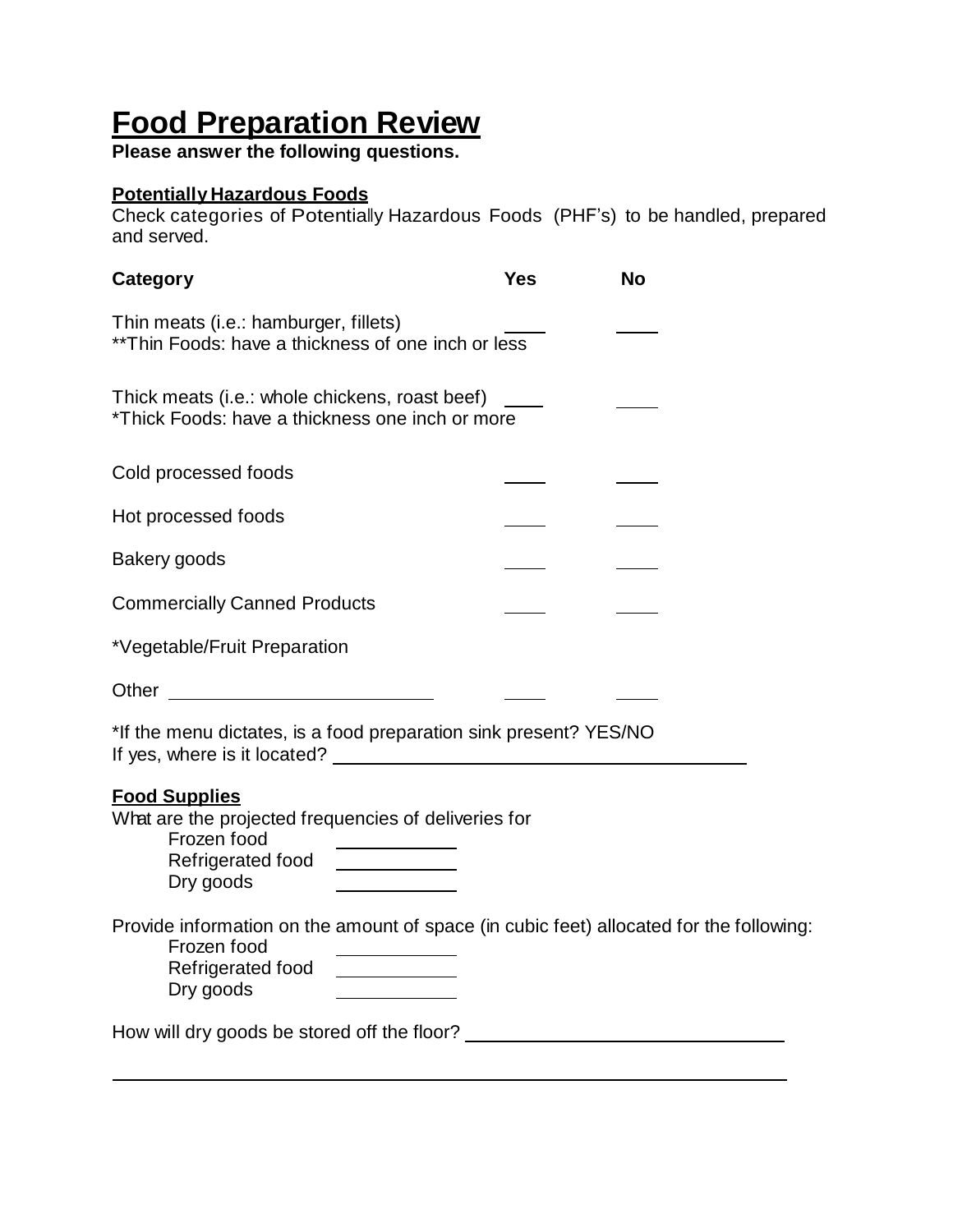# Food Preparation Review

**Please answer the following questions.**

## Potentially Hazardous Foods

Check categories of Potentially Hazardous Foods (PHF's) to be handled, prepared and served.

| Category | Yes | No |
|---|---|---|
| Thin meats (i.e.: hamburger, fillets)<br>**Thin Foods: have a thickness of one inch or less | ____ | ____ |
| Thick meats (i.e.: whole chickens, roast beef)<br>*Thick Foods: have a thickness one inch or more | ____ | ____ |
| Cold processed foods | ____ | ____ |
| Hot processed foods | ____ | ____ |
| Bakery goods | ____ | ____ |
| Commercially Canned Products | ____ | ____ |
| *Vegetable/Fruit Preparation | | |
| Other ____________________ | ____ | ____ |

*If the menu dictates, is a food preparation sink present? YES/NO

If yes, where is it located? ______________________________

## Food Supplies

What are the projected frequencies of deliveries for

- Frozen food __________
- Refrigerated food __________
- Dry goods __________

Provide information on the amount of space (in cubic feet) allocated for the following:

- Frozen food __________
- Refrigerated food __________
- Dry goods __________

How will dry goods be stored off the floor? ______________________________

______________________________________________________________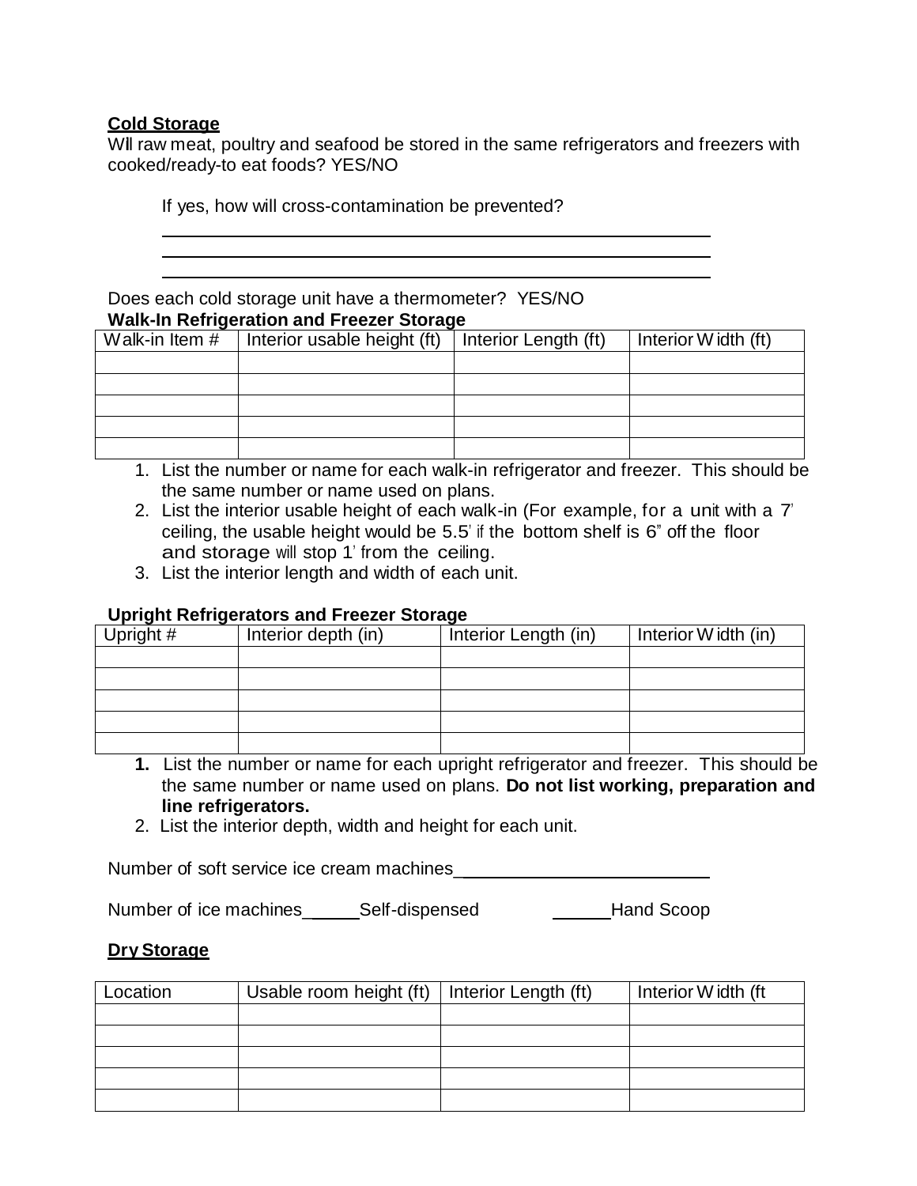**Cold Storage**

Will raw meat, poultry and seafood be stored in the same refrigerators and freezers with cooked/ready-to eat foods? YES/NO

If yes, how will cross-contamination be prevented?

\_\_\_\_\_\_\_\_\_\_\_\_\_\_\_\_\_\_\_\_\_\_\_\_\_\_\_\_\_\_\_\_\_\_\_\_\_\_\_\_\_\_\_\_\_\_\_\_\_\_\_\_\_\_

\_\_\_\_\_\_\_\_\_\_\_\_\_\_\_\_\_\_\_\_\_\_\_\_\_\_\_\_\_\_\_\_\_\_\_\_\_\_\_\_\_\_\_\_\_\_\_\_\_\_\_\_\_\_

\_\_\_\_\_\_\_\_\_\_\_\_\_\_\_\_\_\_\_\_\_\_\_\_\_\_\_\_\_\_\_\_\_\_\_\_\_\_\_\_\_\_\_\_\_\_\_\_\_\_\_\_\_\_

Does each cold storage unit have a thermometer? YES/NO

**Walk-In Refrigeration and Freezer Storage**

| Walk-in Item # | Interior usable height (ft) | Interior Length (ft) | Interior Width (ft) |
|---|---|---|---|
| | | | |
| | | | |
| | | | |
| | | | |
| | | | |

1. List the number or name for each walk-in refrigerator and freezer. This should be the same number or name used on plans.
2. List the interior usable height of each walk-in (For example, for a unit with a 7' ceiling, the usable height would be 5.5' if the bottom shelf is 6" off the floor and storage will stop 1' from the ceiling.
3. List the interior length and width of each unit.

**Upright Refrigerators and Freezer Storage**

| Upright # | Interior depth (in) | Interior Length (in) | Interior Width (in) |
|---|---|---|---|
| | | | |
| | | | |
| | | | |
| | | | |
| | | | |

1. List the number or name for each upright refrigerator and freezer. This should be the same number or name used on plans. **Do not list working, preparation and line refrigerators.**
2. List the interior depth, width and height for each unit.

Number of soft service ice cream machines\_\_\_\_\_\_\_\_\_\_\_\_\_\_\_\_\_\_\_\_\_\_\_\_\_\_

Number of ice machines\_\_\_\_\_\_Self-dispensed \_\_\_\_\_\_Hand Scoop

**Dry Storage**

| Location | Usable room height (ft) | Interior Length (ft) | Interior Width (ft |
|---|---|---|---|
| | | | |
| | | | |
| | | | |
| | | | |
| | | | |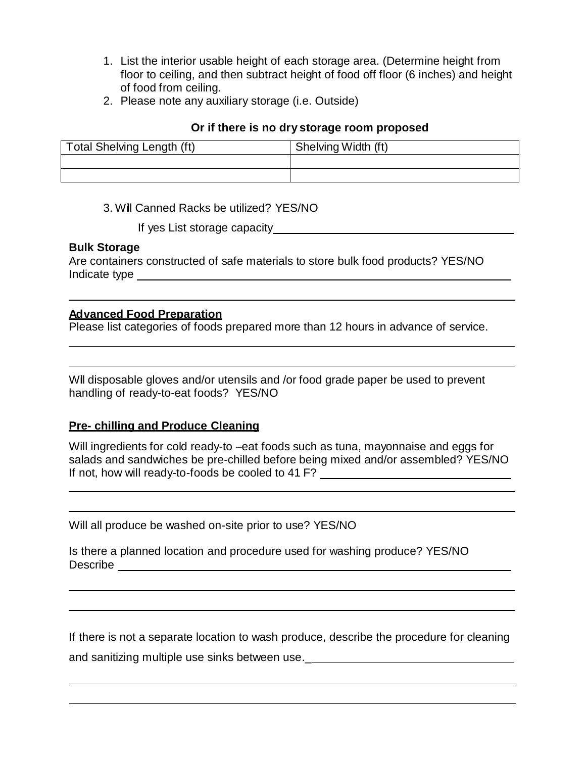1. List the interior usable height of each storage area. (Determine height from floor to ceiling, and then subtract height of food off floor (6 inches) and height of food from ceiling.
2. Please note any auxiliary storage (i.e. Outside)

**Or if there is no dry storage room proposed**

| Total Shelving Length (ft) | Shelving Width (ft) |
|---|---|
| | |
| | |

3. Will Canned Racks be utilized? YES/NO

   If yes List storage capacity\_\_\_\_\_\_\_\_\_\_\_\_\_\_\_\_\_\_\_\_\_\_\_\_\_\_\_\_\_\_\_\_\_\_\_\_\_\_\_\_

**Bulk Storage**

Are containers constructed of safe materials to store bulk food products? YES/NO
Indicate type \_\_\_\_\_\_\_\_\_\_\_\_\_\_\_\_\_\_\_\_\_\_\_\_\_\_\_\_\_\_\_\_\_\_\_\_\_\_\_\_\_\_\_\_\_\_\_\_\_\_\_\_\_\_\_\_\_\_\_\_\_\_\_

\_\_\_\_\_\_\_\_\_\_\_\_\_\_\_\_\_\_\_\_\_\_\_\_\_\_\_\_\_\_\_\_\_\_\_\_\_\_\_\_\_\_\_\_\_\_\_\_\_\_\_\_\_\_\_\_\_\_\_\_\_\_\_\_\_\_\_\_\_\_\_\_\_\_\_\_\_\_

**Advanced Food Preparation**

Please list categories of foods prepared more than 12 hours in advance of service.

\_\_\_\_\_\_\_\_\_\_\_\_\_\_\_\_\_\_\_\_\_\_\_\_\_\_\_\_\_\_\_\_\_\_\_\_\_\_\_\_\_\_\_\_\_\_\_\_\_\_\_\_\_\_\_\_\_\_\_\_\_\_\_\_\_\_\_\_\_\_\_\_\_\_\_\_\_\_

\_\_\_\_\_\_\_\_\_\_\_\_\_\_\_\_\_\_\_\_\_\_\_\_\_\_\_\_\_\_\_\_\_\_\_\_\_\_\_\_\_\_\_\_\_\_\_\_\_\_\_\_\_\_\_\_\_\_\_\_\_\_\_\_\_\_\_\_\_\_\_\_\_\_\_\_\_\_

Will disposable gloves and/or utensils and /or food grade paper be used to prevent handling of ready-to-eat foods? YES/NO

**Pre- chilling and Produce Cleaning**

Will ingredients for cold ready-to –eat foods such as tuna, mayonnaise and eggs for salads and sandwiches be pre-chilled before being mixed and/or assembled? YES/NO
If not, how will ready-to-foods be cooled to 41 F? \_\_\_\_\_\_\_\_\_\_\_\_\_\_\_\_\_\_\_\_\_\_\_\_\_\_\_\_\_\_\_\_

\_\_\_\_\_\_\_\_\_\_\_\_\_\_\_\_\_\_\_\_\_\_\_\_\_\_\_\_\_\_\_\_\_\_\_\_\_\_\_\_\_\_\_\_\_\_\_\_\_\_\_\_\_\_\_\_\_\_\_\_\_\_\_\_\_\_\_\_\_\_\_\_\_\_\_\_\_\_

\_\_\_\_\_\_\_\_\_\_\_\_\_\_\_\_\_\_\_\_\_\_\_\_\_\_\_\_\_\_\_\_\_\_\_\_\_\_\_\_\_\_\_\_\_\_\_\_\_\_\_\_\_\_\_\_\_\_\_\_\_\_\_\_\_\_\_\_\_\_\_\_\_\_\_\_\_\_

Will all produce be washed on-site prior to use? YES/NO

Is there a planned location and procedure used for washing produce? YES/NO
Describe \_\_\_\_\_\_\_\_\_\_\_\_\_\_\_\_\_\_\_\_\_\_\_\_\_\_\_\_\_\_\_\_\_\_\_\_\_\_\_\_\_\_\_\_\_\_\_\_\_\_\_\_\_\_\_\_\_\_\_\_\_\_\_\_\_\_\_

\_\_\_\_\_\_\_\_\_\_\_\_\_\_\_\_\_\_\_\_\_\_\_\_\_\_\_\_\_\_\_\_\_\_\_\_\_\_\_\_\_\_\_\_\_\_\_\_\_\_\_\_\_\_\_\_\_\_\_\_\_\_\_\_\_\_\_\_\_\_\_\_\_\_\_\_\_\_

\_\_\_\_\_\_\_\_\_\_\_\_\_\_\_\_\_\_\_\_\_\_\_\_\_\_\_\_\_\_\_\_\_\_\_\_\_\_\_\_\_\_\_\_\_\_\_\_\_\_\_\_\_\_\_\_\_\_\_\_\_\_\_\_\_\_\_\_\_\_\_\_\_\_\_\_\_\_

If there is not a separate location to wash produce, describe the procedure for cleaning and sanitizing multiple use sinks between use.\_\_\_\_\_\_\_\_\_\_\_\_\_\_\_\_\_\_\_\_\_\_\_\_\_\_\_\_\_\_\_\_\_\_\_\_

\_\_\_\_\_\_\_\_\_\_\_\_\_\_\_\_\_\_\_\_\_\_\_\_\_\_\_\_\_\_\_\_\_\_\_\_\_\_\_\_\_\_\_\_\_\_\_\_\_\_\_\_\_\_\_\_\_\_\_\_\_\_\_\_\_\_\_\_\_\_\_\_\_\_\_\_\_\_

\_\_\_\_\_\_\_\_\_\_\_\_\_\_\_\_\_\_\_\_\_\_\_\_\_\_\_\_\_\_\_\_\_\_\_\_\_\_\_\_\_\_\_\_\_\_\_\_\_\_\_\_\_\_\_\_\_\_\_\_\_\_\_\_\_\_\_\_\_\_\_\_\_\_\_\_\_\_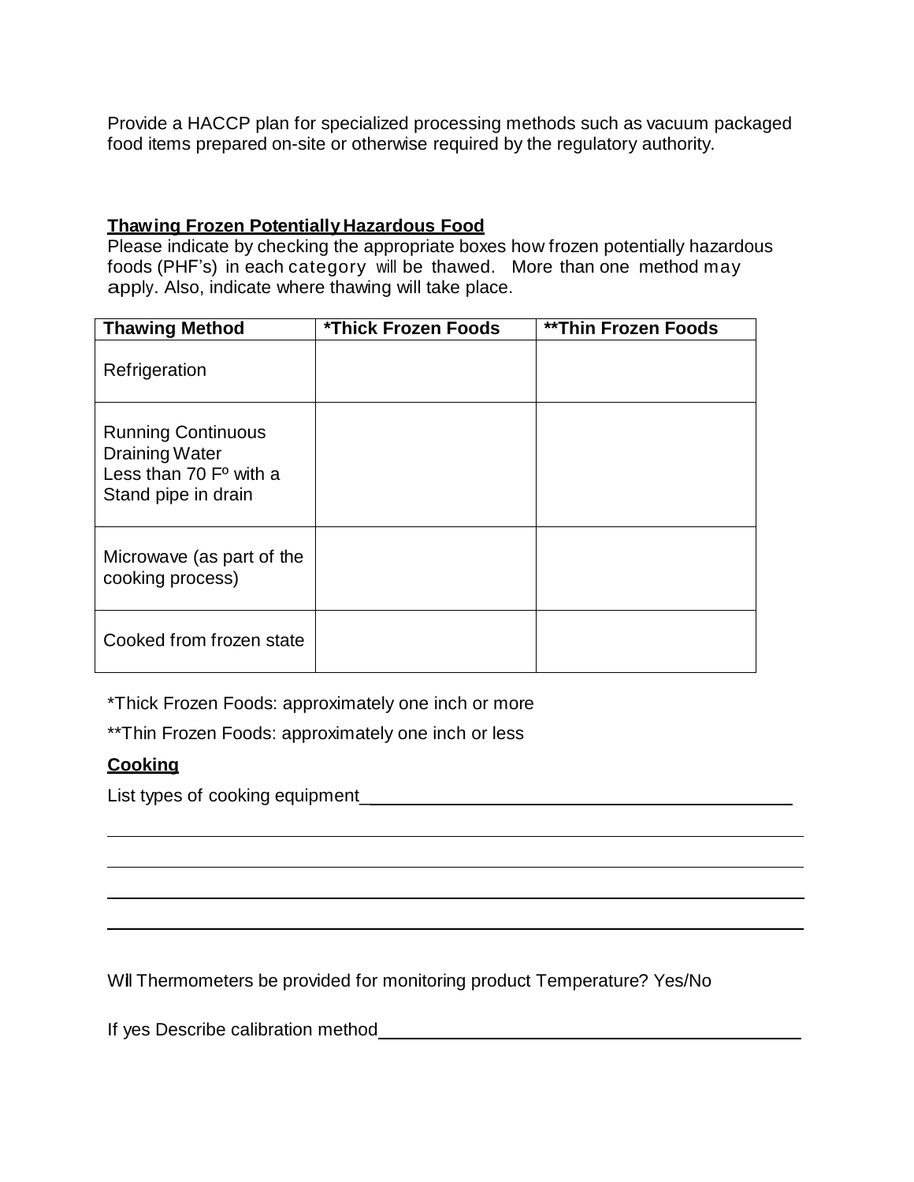Provide a HACCP plan for specialized processing methods such as vacuum packaged food items prepared on-site or otherwise required by the regulatory authority.

**Thawing Frozen Potentially Hazardous Food**

Please indicate by checking the appropriate boxes how frozen potentially hazardous foods (PHF's) in each category will be thawed. More than one method may apply. Also, indicate where thawing will take place.

| Thawing Method | *Thick Frozen Foods | **Thin Frozen Foods |
|---|---|---|
| Refrigeration | | |
| Running Continuous Draining Water Less than 70 F° with a Stand pipe in drain | | |
| Microwave (as part of the cooking process) | | |
| Cooked from frozen state | | |

*Thick Frozen Foods: approximately one inch or more

**Thin Frozen Foods: approximately one inch or less

**Cooking**

List types of cooking equipment_______________________________________________

______________________________________________________________________

______________________________________________________________________

______________________________________________________________________

______________________________________________________________________

Will Thermometers be provided for monitoring product Temperature? Yes/No

If yes Describe calibration method_______________________________________________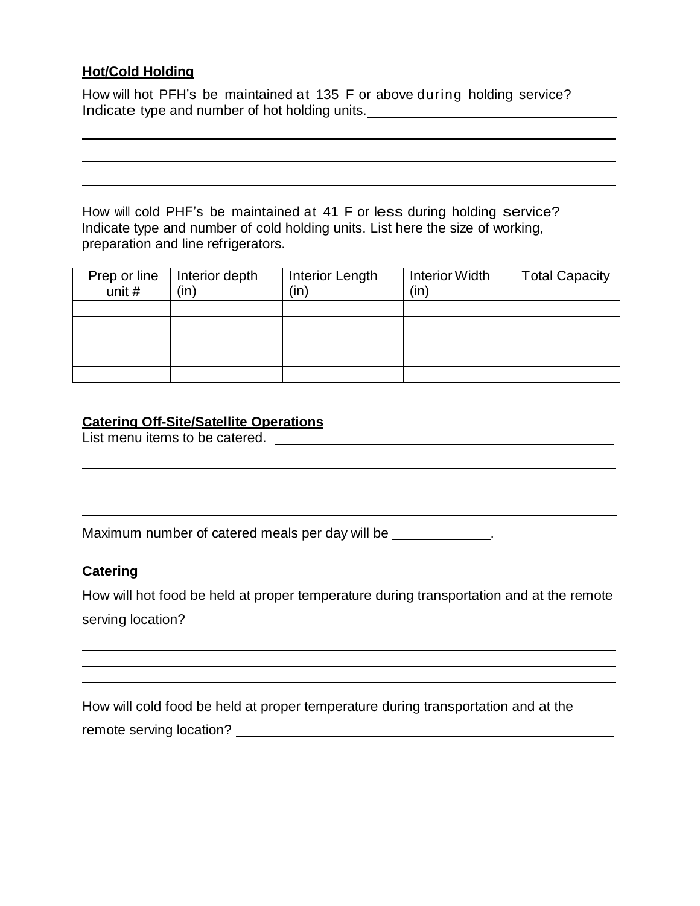**Hot/Cold Holding**

How will hot PFH's be maintained at 135 F or above during holding service? Indicate type and number of hot holding units. ______________________________

______________________________________________________________________

______________________________________________________________________

______________________________________________________________________

How will cold PHF's be maintained at 41 F or less during holding service? Indicate type and number of cold holding units. List here the size of working, preparation and line refrigerators.

| Prep or line unit # | Interior depth (in) | Interior Length (in) | Interior Width (in) | Total Capacity |
|---|---|---|---|---|
| | | | | |
| | | | | |
| | | | | |
| | | | | |
| | | | | |

**Catering Off-Site/Satellite Operations**

List menu items to be catered. ______________________________

______________________________________________________________________

______________________________________________________________________

______________________________________________________________________

Maximum number of catered meals per day will be ____________.

**Catering**

How will hot food be held at proper temperature during transportation and at the remote serving location? ______________________________

______________________________________________________________________

______________________________________________________________________

______________________________________________________________________

How will cold food be held at proper temperature during transportation and at the remote serving location? ______________________________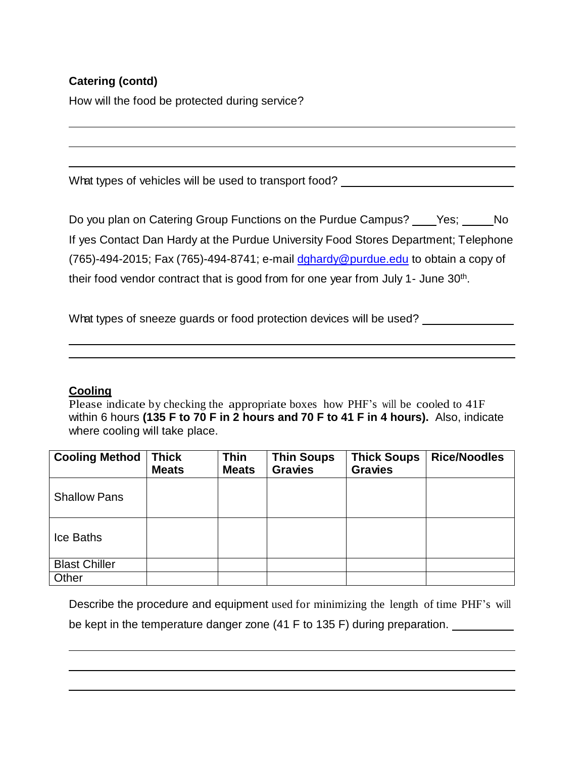**Catering (contd)**

How will the food be protected during service?

______________________________________________________________________________

______________________________________________________________________________

______________________________________________________________________________

What types of vehicles will be used to transport food? ______________________________

Do you plan on Catering Group Functions on the Purdue Campus? ____Yes; _____No

If yes Contact Dan Hardy at the Purdue University Food Stores Department; Telephone (765)-494-2015; Fax (765)-494-8741; e-mail [dghardy@purdue.edu](mailto:dghardy@purdue.edu) to obtain a copy of their food vendor contract that is good from for one year from July 1- June 30th.

What types of sneeze guards or food protection devices will be used? _______________

______________________________________________________________________________

______________________________________________________________________________

## Cooling

Please indicate by checking the appropriate boxes how PHF's will be cooled to 41F within 6 hours **(135 F to 70 F in 2 hours and 70 F to 41 F in 4 hours).** Also, indicate where cooling will take place.

| Cooling Method | Thick Meats | Thin Meats | Thin Soups Gravies | Thick Soups Gravies | Rice/Noodles |
|---|---|---|---|---|---|
| Shallow Pans | | | | | |
| Ice Baths | | | | | |
| Blast Chiller | | | | | |
| Other | | | | | |

Describe the procedure and equipment used for minimizing the length of time PHF's will be kept in the temperature danger zone (41 F to 135 F) during preparation. __________

______________________________________________________________________________

______________________________________________________________________________

______________________________________________________________________________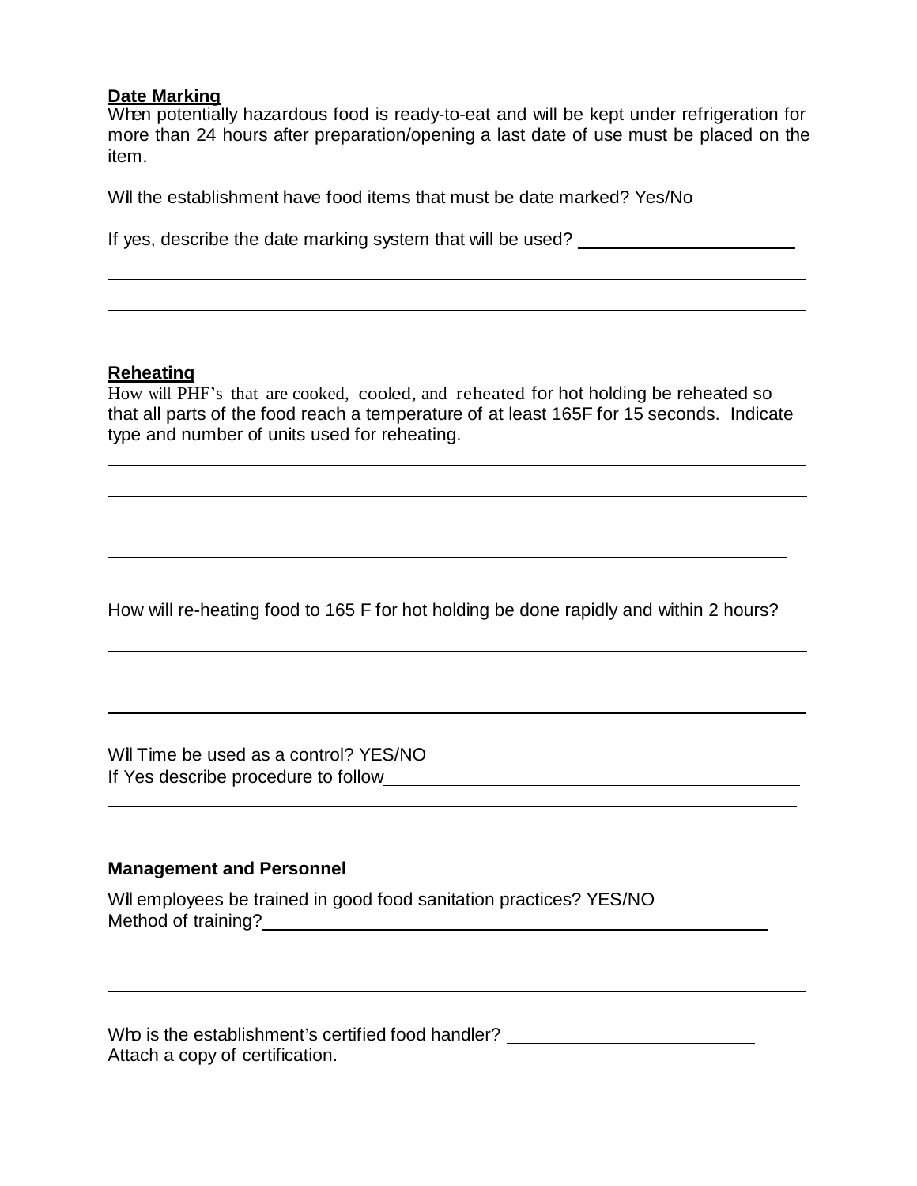**Date Marking**

When potentially hazardous food is ready-to-eat and will be kept under refrigeration for more than 24 hours after preparation/opening a last date of use must be placed on the item.

Will the establishment have food items that must be date marked? Yes/No

If yes, describe the date marking system that will be used? ______________________

______________________________________________________________________

______________________________________________________________________

**Reheating**

How will PHF's that are cooked, cooled, and reheated for hot holding be reheated so that all parts of the food reach a temperature of at least 165F for 15 seconds. Indicate type and number of units used for reheating.

______________________________________________________________________

______________________________________________________________________

______________________________________________________________________

______________________________________________________________________

How will re-heating food to 165 F for hot holding be done rapidly and within 2 hours?

______________________________________________________________________

______________________________________________________________________

______________________________________________________________________

Will Time be used as a control? YES/NO
If Yes describe procedure to follow______________________________________________

______________________________________________________________________

**Management and Personnel**

Will employees be trained in good food sanitation practices? YES/NO
Method of training?______________________________________________________

______________________________________________________________________

______________________________________________________________________

Who is the establishment's certified food handler? _________________________
Attach a copy of certification.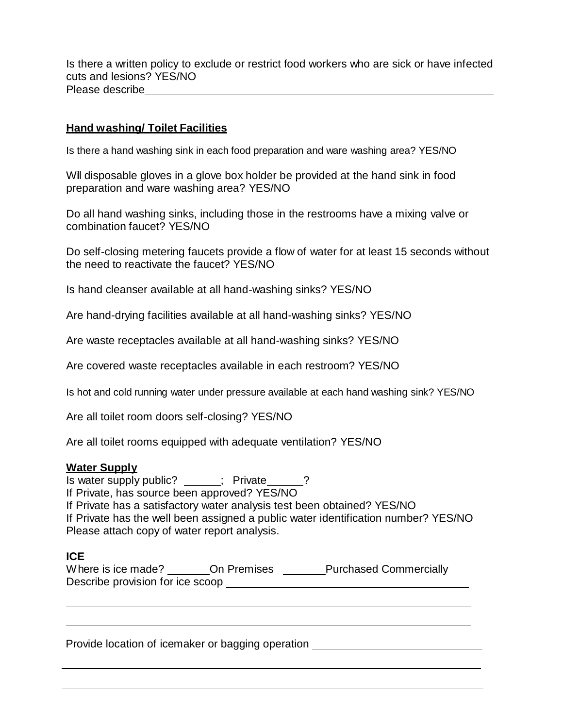Is there a written policy to exclude or restrict food workers who are sick or have infected cuts and lesions? YES/NO

Please describe\_\_\_\_\_\_\_\_\_\_\_\_\_\_\_\_\_\_\_\_\_\_\_\_\_\_\_\_\_\_\_\_\_\_\_\_\_\_\_\_\_\_\_\_\_\_\_\_\_\_\_\_\_\_\_\_\_\_

**Hand washing/ Toilet Facilities**

Is there a hand washing sink in each food preparation and ware washing area? YES/NO

Will disposable gloves in a glove box holder be provided at the hand sink in food preparation and ware washing area? YES/NO

Do all hand washing sinks, including those in the restrooms have a mixing valve or combination faucet? YES/NO

Do self-closing metering faucets provide a flow of water for at least 15 seconds without the need to reactivate the faucet? YES/NO

Is hand cleanser available at all hand-washing sinks? YES/NO

Are hand-drying facilities available at all hand-washing sinks? YES/NO

Are waste receptacles available at all hand-washing sinks? YES/NO

Are covered waste receptacles available in each restroom? YES/NO

Is hot and cold running water under pressure available at each hand washing sink? YES/NO

Are all toilet room doors self-closing? YES/NO

Are all toilet rooms equipped with adequate ventilation? YES/NO

**Water Supply**

Is water supply public? \_\_\_\_\_\_; Private\_\_\_\_\_\_?

If Private, has source been approved? YES/NO

If Private has a satisfactory water analysis test been obtained? YES/NO

If Private has the well been assigned a public water identification number? YES/NO

Please attach copy of water report analysis.

**ICE**

Where is ice made? \_\_\_\_\_\_\_On Premises \_\_\_\_\_\_\_Purchased Commercially

Describe provision for ice scoop \_\_\_\_\_\_\_\_\_\_\_\_\_\_\_\_\_\_\_\_\_\_\_\_\_\_\_\_\_\_\_\_\_\_\_\_\_\_\_\_\_\_

\_\_\_\_\_\_\_\_\_\_\_\_\_\_\_\_\_\_\_\_\_\_\_\_\_\_\_\_\_\_\_\_\_\_\_\_\_\_\_\_\_\_\_\_\_\_\_\_\_\_\_\_\_\_\_\_\_\_\_\_\_\_\_\_\_\_\_\_\_\_\_\_

\_\_\_\_\_\_\_\_\_\_\_\_\_\_\_\_\_\_\_\_\_\_\_\_\_\_\_\_\_\_\_\_\_\_\_\_\_\_\_\_\_\_\_\_\_\_\_\_\_\_\_\_\_\_\_\_\_\_\_\_\_\_\_\_\_\_\_\_\_\_\_\_

Provide location of icemaker or bagging operation \_\_\_\_\_\_\_\_\_\_\_\_\_\_\_\_\_\_\_\_\_\_\_\_\_\_\_\_

\_\_\_\_\_\_\_\_\_\_\_\_\_\_\_\_\_\_\_\_\_\_\_\_\_\_\_\_\_\_\_\_\_\_\_\_\_\_\_\_\_\_\_\_\_\_\_\_\_\_\_\_\_\_\_\_\_\_\_\_\_\_\_\_\_\_\_\_\_\_\_\_

\_\_\_\_\_\_\_\_\_\_\_\_\_\_\_\_\_\_\_\_\_\_\_\_\_\_\_\_\_\_\_\_\_\_\_\_\_\_\_\_\_\_\_\_\_\_\_\_\_\_\_\_\_\_\_\_\_\_\_\_\_\_\_\_\_\_\_\_\_\_\_\_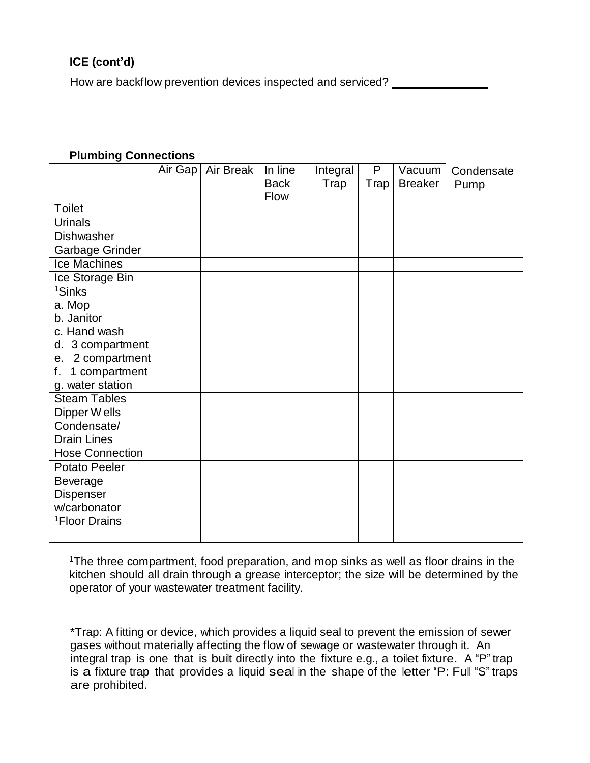**ICE (cont'd)**

How are backflow prevention devices inspected and serviced? ______________

______________________________________________________________________

______________________________________________________________________

**Plumbing Connections**

| | Air Gap | Air Break | In line Back Flow | Integral Trap | P Trap | Vacuum Breaker | Condensate Pump |
|---|---|---|---|---|---|---|---|
| Toilet | | | | | | | |
| Urinals | | | | | | | |
| Dishwasher | | | | | | | |
| Garbage Grinder | | | | | | | |
| Ice Machines | | | | | | | |
| Ice Storage Bin | | | | | | | |
| [1]Sinks<br>a. Mop<br>b. Janitor<br>c. Hand wash<br>d. 3 compartment<br>e. 2 compartment<br>f. 1 compartment<br>g. water station | | | | | | | |
| Steam Tables | | | | | | | |
| Dipper Wells | | | | | | | |
| Condensate/ Drain Lines | | | | | | | |
| Hose Connection | | | | | | | |
| Potato Peeler | | | | | | | |
| Beverage Dispenser w/carbonator | | | | | | | |
| [1]Floor Drains | | | | | | | |

[1]The three compartment, food preparation, and mop sinks as well as floor drains in the kitchen should all drain through a grease interceptor; the size will be determined by the operator of your wastewater treatment facility.

*Trap: A fitting or device, which provides a liquid seal to prevent the emission of sewer gases without materially affecting the flow of sewage or wastewater through it. An integral trap is one that is built directly into the fixture e.g., a toilet fixture. A "P" trap is a fixture trap that provides a liquid seal in the shape of the letter "P: Full "S" traps are prohibited.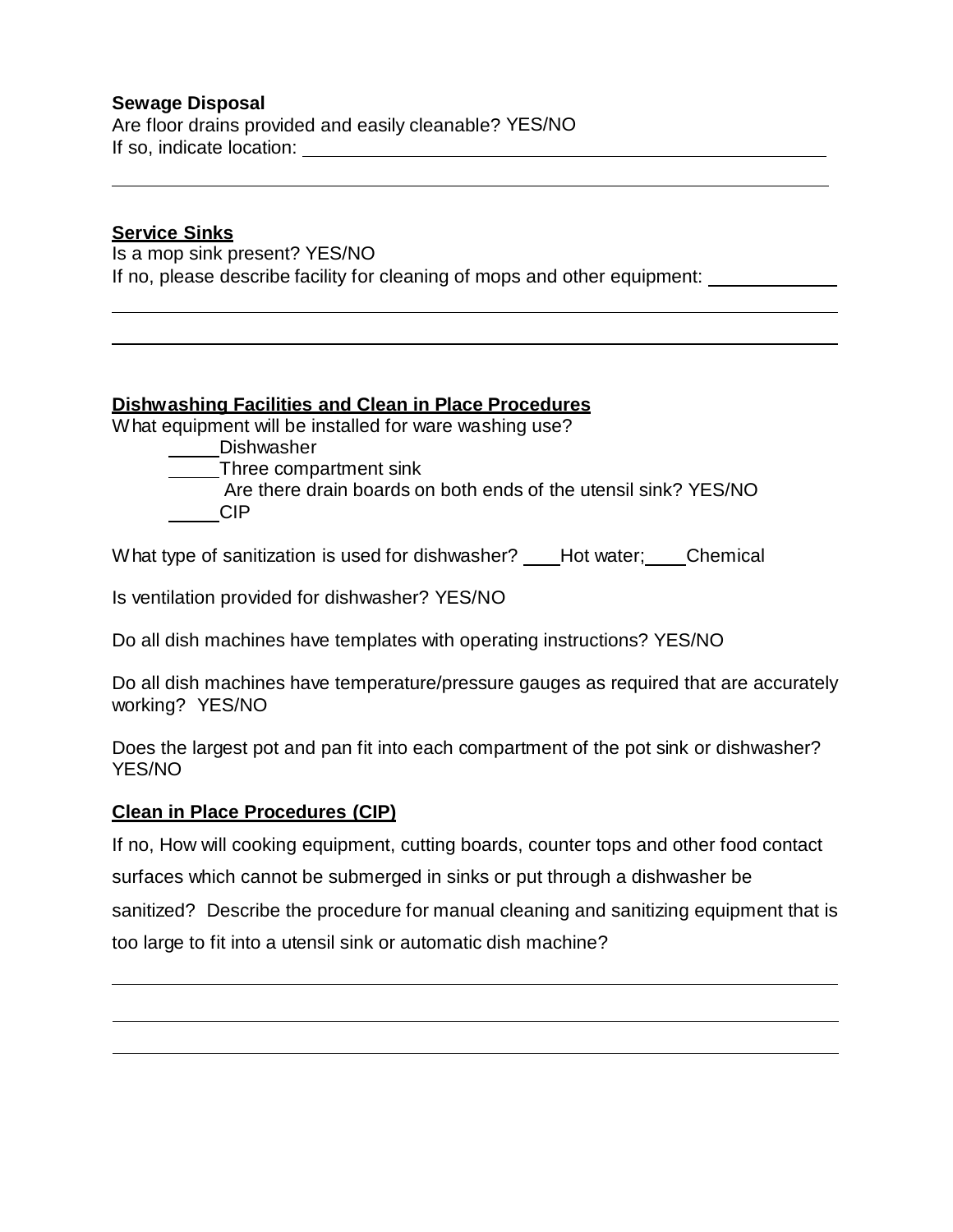**Sewage Disposal**

Are floor drains provided and easily cleanable? YES/NO

If so, indicate location: ______________________________________________________

__________________________________________________________________________

**Service Sinks**

Is a mop sink present? YES/NO

If no, please describe facility for cleaning of mops and other equipment: ____________

__________________________________________________________________________

__________________________________________________________________________

**Dishwashing Facilities and Clean in Place Procedures**

What equipment will be installed for ware washing use?

- _____Dishwasher
- _____Three compartment sink
  - Are there drain boards on both ends of the utensil sink? YES/NO
- _____CIP

What type of sanitization is used for dishwasher? ___Hot water; ___Chemical

Is ventilation provided for dishwasher? YES/NO

Do all dish machines have templates with operating instructions? YES/NO

Do all dish machines have temperature/pressure gauges as required that are accurately working? YES/NO

Does the largest pot and pan fit into each compartment of the pot sink or dishwasher? YES/NO

**Clean in Place Procedures (CIP)**

If no, How will cooking equipment, cutting boards, counter tops and other food contact surfaces which cannot be submerged in sinks or put through a dishwasher be sanitized? Describe the procedure for manual cleaning and sanitizing equipment that is too large to fit into a utensil sink or automatic dish machine?

__________________________________________________________________________

__________________________________________________________________________

__________________________________________________________________________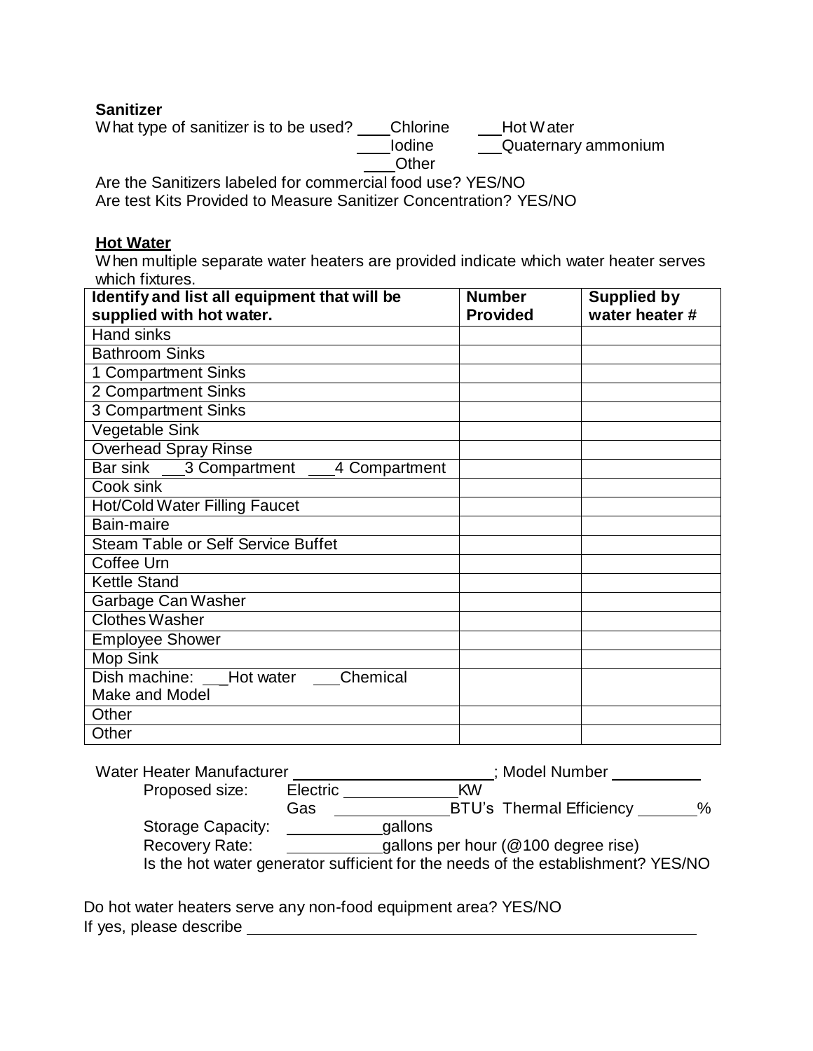**Sanitizer**

What type of sanitizer is to be used? ____Chlorine ___Hot Water

____Iodine ___Quaternary ammonium

____Other

Are the Sanitizers labeled for commercial food use? YES/NO

Are test Kits Provided to Measure Sanitizer Concentration? YES/NO

**Hot Water**

When multiple separate water heaters are provided indicate which water heater serves which fixtures.

| Identify and list all equipment that will be supplied with hot water. | Number Provided | Supplied by water heater # |
|---|---|---|
| Hand sinks | | |
| Bathroom Sinks | | |
| 1 Compartment Sinks | | |
| 2 Compartment Sinks | | |
| 3 Compartment Sinks | | |
| Vegetable Sink | | |
| Overhead Spray Rinse | | |
| Bar sink ___3 Compartment ___4 Compartment | | |
| Cook sink | | |
| Hot/Cold Water Filling Faucet | | |
| Bain-maire | | |
| Steam Table or Self Service Buffet | | |
| Coffee Urn | | |
| Kettle Stand | | |
| Garbage Can Washer | | |
| Clothes Washer | | |
| Employee Shower | | |
| Mop Sink | | |
| Dish machine: ___Hot water ___Chemical Make and Model | | |
| Other | | |
| Other | | |

Water Heater Manufacturer ________________________; Model Number ___________

Proposed size: Electric _____________KW

Gas _____________BTU's Thermal Efficiency _______%

Storage Capacity: ___________gallons

Recovery Rate: ___________gallons per hour (@100 degree rise)

Is the hot water generator sufficient for the needs of the establishment? YES/NO

Do hot water heaters serve any non-food equipment area? YES/NO

If yes, please describe ________________________________________________________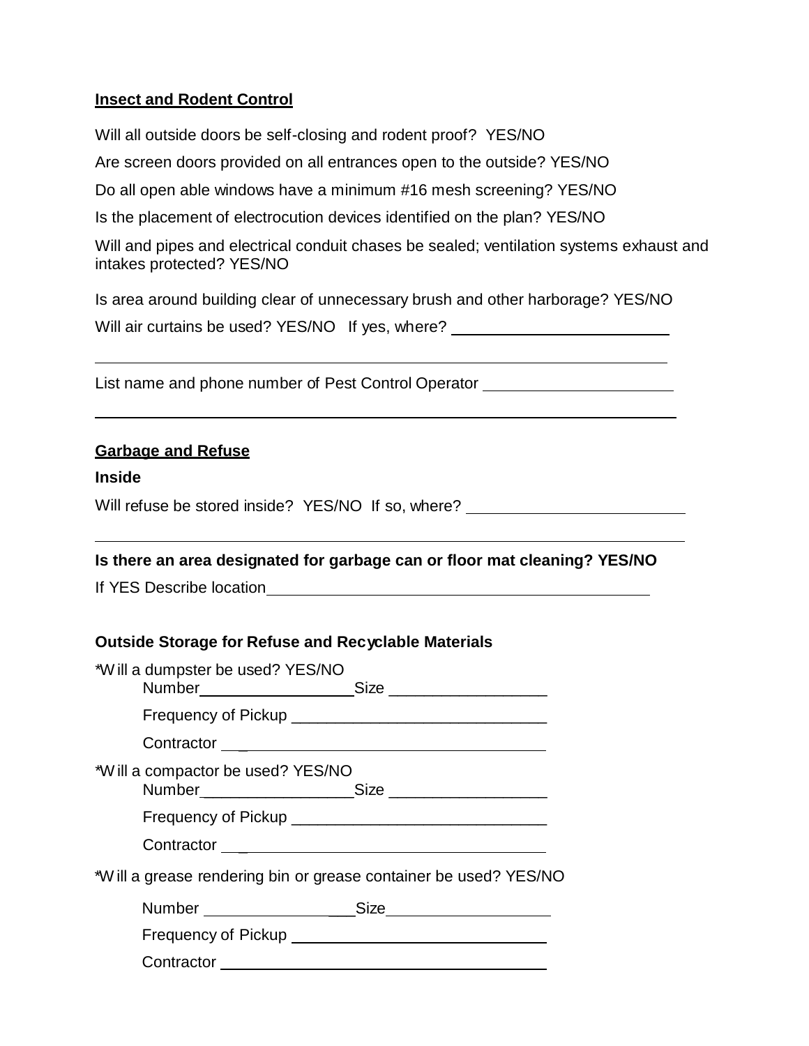**Insect and Rodent Control**

Will all outside doors be self-closing and rodent proof? YES/NO

Are screen doors provided on all entrances open to the outside? YES/NO

Do all open able windows have a minimum #16 mesh screening? YES/NO

Is the placement of electrocution devices identified on the plan? YES/NO

Will and pipes and electrical conduit chases be sealed; ventilation systems exhaust and intakes protected? YES/NO

Is area around building clear of unnecessary brush and other harborage? YES/NO

Will air curtains be used? YES/NO If yes, where? ___________________________

___________________________________________________________________________

List name and phone number of Pest Control Operator ________________________

___________________________________________________________________________

**Garbage and Refuse**

**Inside**

Will refuse be stored inside? YES/NO If so, where? ___________________________

___________________________________________________________________________

**Is there an area designated for garbage can or floor mat cleaning? YES/NO**

If YES Describe location_______________________________________________

**Outside Storage for Refuse and Recyclable Materials**

*Will a dumpster be used? YES/NO

Number__________________Size __________________

Frequency of Pickup ______________________________

Contractor ______________________________________

*Will a compactor be used? YES/NO

Number__________________Size __________________

Frequency of Pickup ______________________________

Contractor ______________________________________

*Will a grease rendering bin or grease container be used? YES/NO

Number __________________Size __________________

Frequency of Pickup ______________________________

Contractor ______________________________________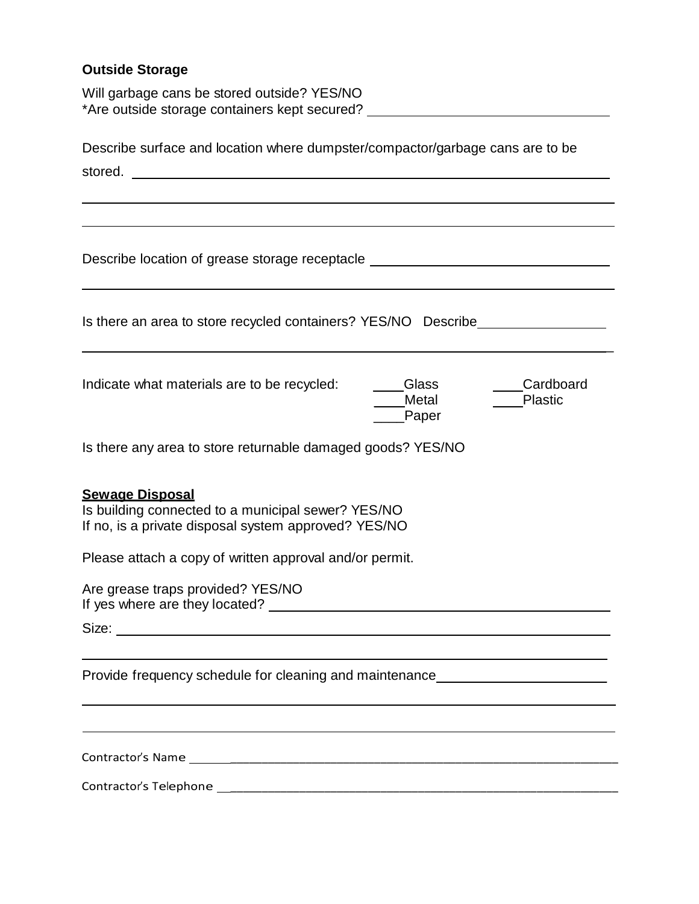**Outside Storage**

Will garbage cans be stored outside? YES/NO
*Are outside storage containers kept secured? ________________________________

Describe surface and location where dumpster/compactor/garbage cans are to be stored. ____________________________________________________________

____________________________________________________________

____________________________________________________________

Describe location of grease storage receptacle ________________________________

____________________________________________________________

Is there an area to store recycled containers? YES/NO Describe________________

____________________________________________________________

Indicate what materials are to be recycled:

____Glass ____Cardboard
____Metal ____Plastic
____Paper

Is there any area to store returnable damaged goods? YES/NO

**Sewage Disposal**

Is building connected to a municipal sewer? YES/NO
If no, is a private disposal system approved? YES/NO

Please attach a copy of written approval and/or permit.

Are grease traps provided? YES/NO
If yes where are they located? ________________________________________

Size: ____________________________________________________________

____________________________________________________________

Provide frequency schedule for cleaning and maintenance______________________

____________________________________________________________

____________________________________________________________

Contractor's Name ____________________________________________________________

Contractor's Telephone ________________________________________________________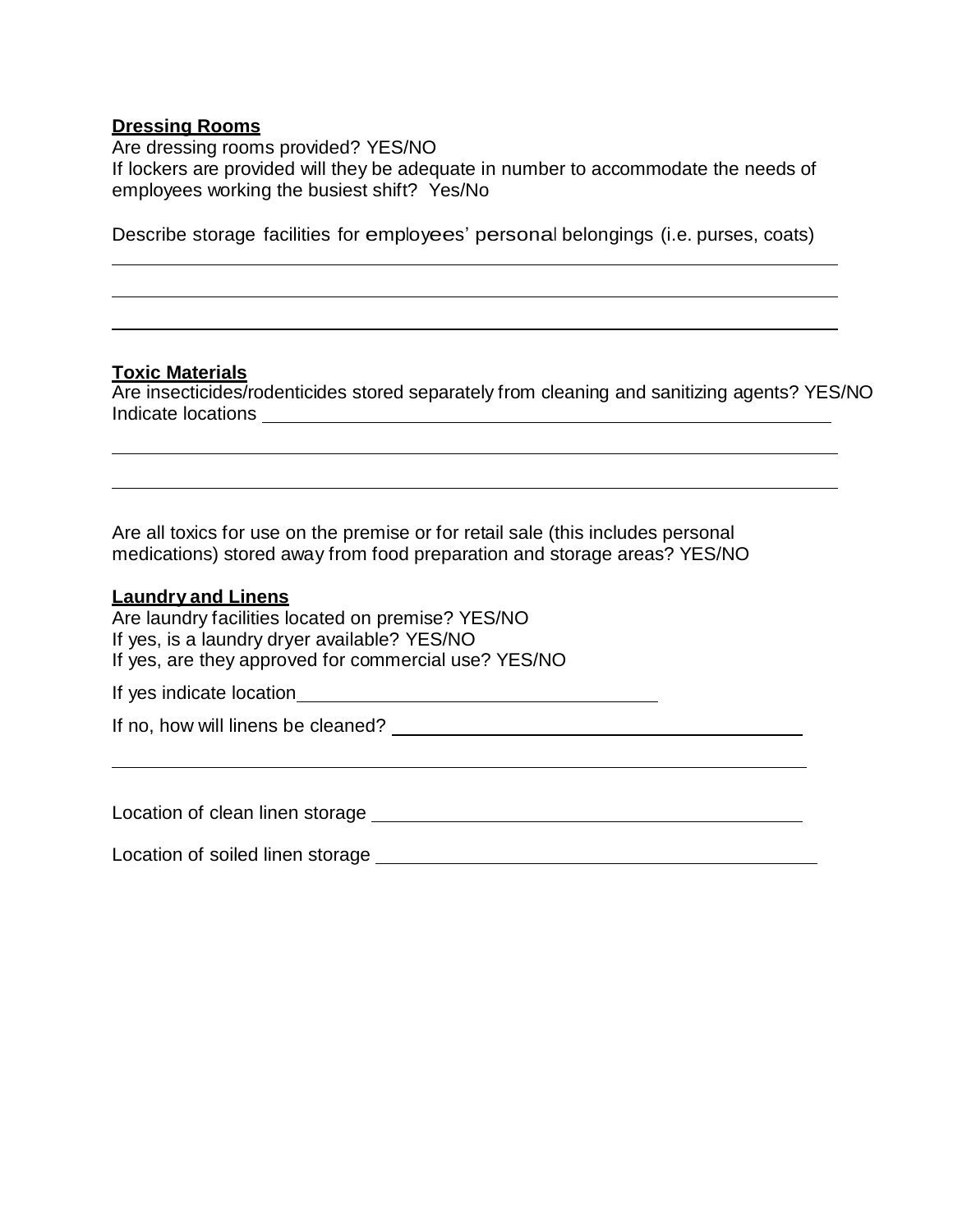**Dressing Rooms**

Are dressing rooms provided? YES/NO

If lockers are provided will they be adequate in number to accommodate the needs of employees working the busiest shift? Yes/No

Describe storage facilities for employees' personal belongings (i.e. purses, coats)

______________________________________________________________________________

______________________________________________________________________________

______________________________________________________________________________

**Toxic Materials**

Are insecticides/rodenticides stored separately from cleaning and sanitizing agents? YES/NO

Indicate locations ______________________________________________________________

______________________________________________________________________________

______________________________________________________________________________

Are all toxics for use on the premise or for retail sale (this includes personal medications) stored away from food preparation and storage areas? YES/NO

**Laundry and Linens**

Are laundry facilities located on premise? YES/NO

If yes, is a laundry dryer available? YES/NO

If yes, are they approved for commercial use? YES/NO

If yes indicate location_________________________________

If no, how will linens be cleaned? ______________________________________

______________________________________________________________________________

Location of clean linen storage __________________________________________

Location of soiled linen storage __________________________________________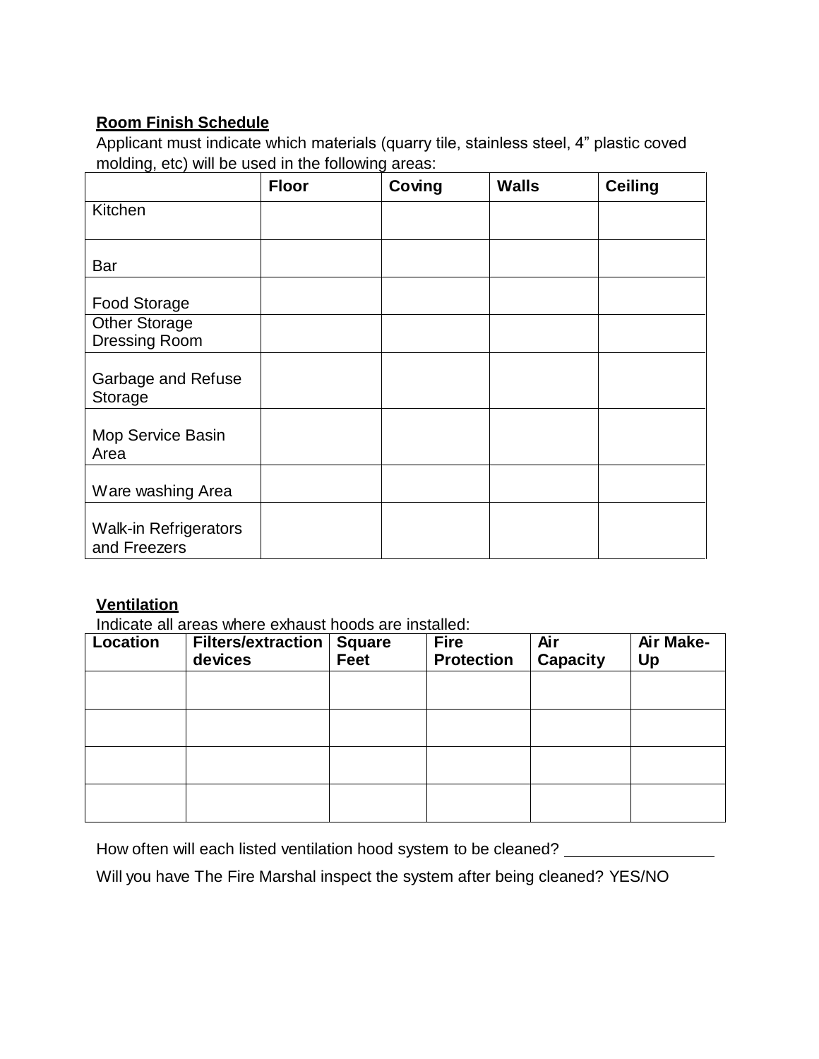**Room Finish Schedule**

Applicant must indicate which materials (quarry tile, stainless steel, 4" plastic coved molding, etc) will be used in the following areas:

| | Floor | Coving | Walls | Ceiling |
|---|---|---|---|---|
| Kitchen | | | | |
| Bar | | | | |
| Food Storage | | | | |
| Other Storage Dressing Room | | | | |
| Garbage and Refuse Storage | | | | |
| Mop Service Basin Area | | | | |
| Ware washing Area | | | | |
| Walk-in Refrigerators and Freezers | | | | |

**Ventilation**

Indicate all areas where exhaust hoods are installed:

| Location | Filters/extraction devices | Square Feet | Fire Protection | Air Capacity | Air Make-Up |
|---|---|---|---|---|---|
| | | | | | |
| | | | | | |
| | | | | | |
| | | | | | |

How often will each listed ventilation hood system to be cleaned? _______________

Will you have The Fire Marshal inspect the system after being cleaned? YES/NO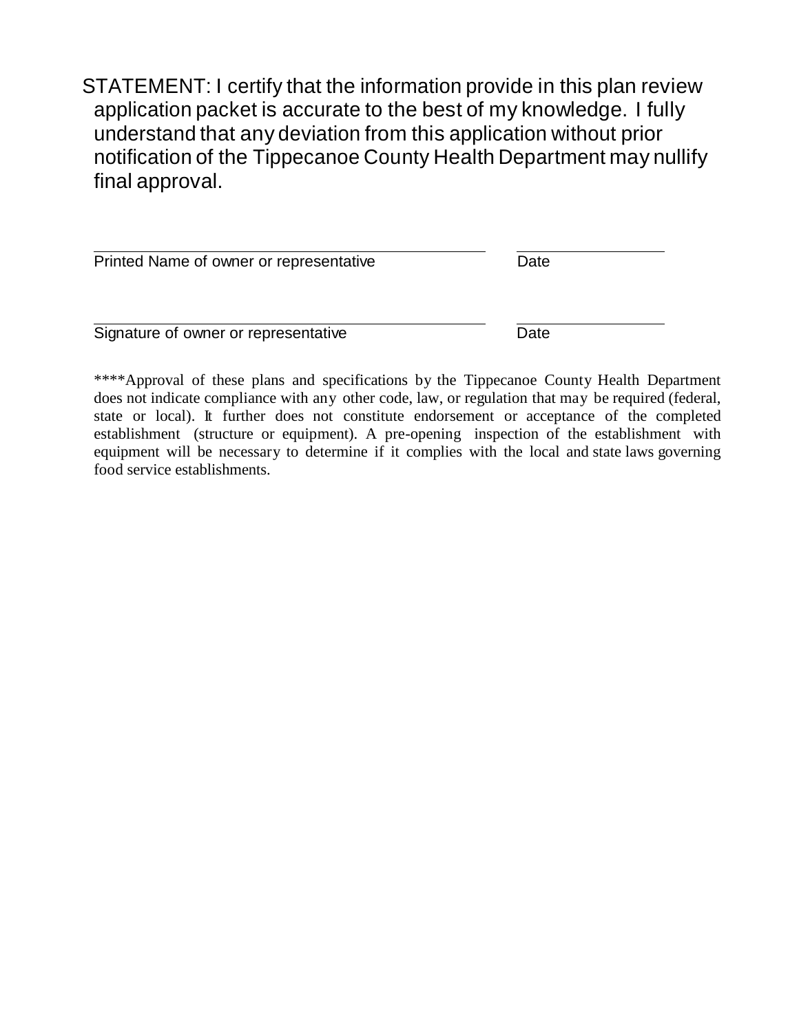STATEMENT: I certify that the information provide in this plan review application packet is accurate to the best of my knowledge. I fully understand that any deviation from this application without prior notification of the Tippecanoe County Health Department may nullify final approval.

| | |
|---|---|
| \_\_\_\_\_\_\_\_\_\_\_\_\_\_\_\_\_\_\_\_\_\_\_\_\_\_\_\_\_\_\_\_\_\_\_\_\_\_\_\_ | \_\_\_\_\_\_\_\_\_\_\_\_\_\_\_\_ |
| Printed Name of owner or representative | Date |
| \_\_\_\_\_\_\_\_\_\_\_\_\_\_\_\_\_\_\_\_\_\_\_\_\_\_\_\_\_\_\_\_\_\_\_\_\_\_\_\_ | \_\_\_\_\_\_\_\_\_\_\_\_\_\_\_\_ |
| Signature of owner or representative | Date |

****Approval of these plans and specifications by the Tippecanoe County Health Department does not indicate compliance with any other code, law, or regulation that may be required (federal, state or local). It further does not constitute endorsement or acceptance of the completed establishment (structure or equipment). A pre-opening inspection of the establishment with equipment will be necessary to determine if it complies with the local and state laws governing food service establishments.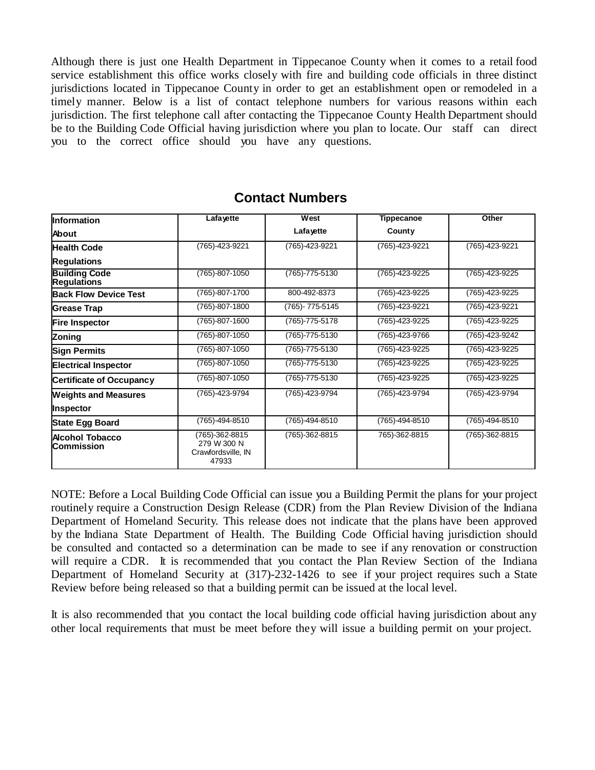Although there is just one Health Department in Tippecanoe County when it comes to a retail food service establishment this office works closely with fire and building code officials in three distinct jurisdictions located in Tippecanoe County in order to get an establishment open or remodeled in a timely manner. Below is a list of contact telephone numbers for various reasons within each jurisdiction. The first telephone call after contacting the Tippecanoe County Health Department should be to the Building Code Official having jurisdiction where you plan to locate. Our staff can direct you to the correct office should you have any questions.

## Contact Numbers

| Information About | Lafayette | West Lafayette | Tippecanoe County | Other |
|---|---|---|---|---|
| **Health Code Regulations** | (765)-423-9221 | (765)-423-9221 | (765)-423-9221 | (765)-423-9221 |
| **Building Code Regulations** | (765)-807-1050 | (765)-775-5130 | (765)-423-9225 | (765)-423-9225 |
| **Back Flow Device Test** | (765)-807-1700 | 800-492-8373 | (765)-423-9225 | (765)-423-9225 |
| **Grease Trap** | (765)-807-1800 | (765)- 775-5145 | (765)-423-9221 | (765)-423-9221 |
| **Fire Inspector** | (765)-807-1600 | (765)-775-5178 | (765)-423-9225 | (765)-423-9225 |
| **Zoning** | (765)-807-1050 | (765)-775-5130 | (765)-423-9766 | (765)-423-9242 |
| **Sign Permits** | (765)-807-1050 | (765)-775-5130 | (765)-423-9225 | (765)-423-9225 |
| **Electrical Inspector** | (765)-807-1050 | (765)-775-5130 | (765)-423-9225 | (765)-423-9225 |
| **Certificate of Occupancy** | (765)-807-1050 | (765)-775-5130 | (765)-423-9225 | (765)-423-9225 |
| **Weights and Measures Inspector** | (765)-423-9794 | (765)-423-9794 | (765)-423-9794 | (765)-423-9794 |
| **State Egg Board** | (765)-494-8510 | (765)-494-8510 | (765)-494-8510 | (765)-494-8510 |
| **Alcohol Tobacco Commission** | (765)-362-8815 279 W 300 N Crawfordsville, IN 47933 | (765)-362-8815 | 765)-362-8815 | (765)-362-8815 |

NOTE: Before a Local Building Code Official can issue you a Building Permit the plans for your project routinely require a Construction Design Release (CDR) from the Plan Review Division of the Indiana Department of Homeland Security. This release does not indicate that the plans have been approved by the Indiana State Department of Health. The Building Code Official having jurisdiction should be consulted and contacted so a determination can be made to see if any renovation or construction will require a CDR. It is recommended that you contact the Plan Review Section of the Indiana Department of Homeland Security at (317)-232-1426 to see if your project requires such a State Review before being released so that a building permit can be issued at the local level.

It is also recommended that you contact the local building code official having jurisdiction about any other local requirements that must be meet before they will issue a building permit on your project.